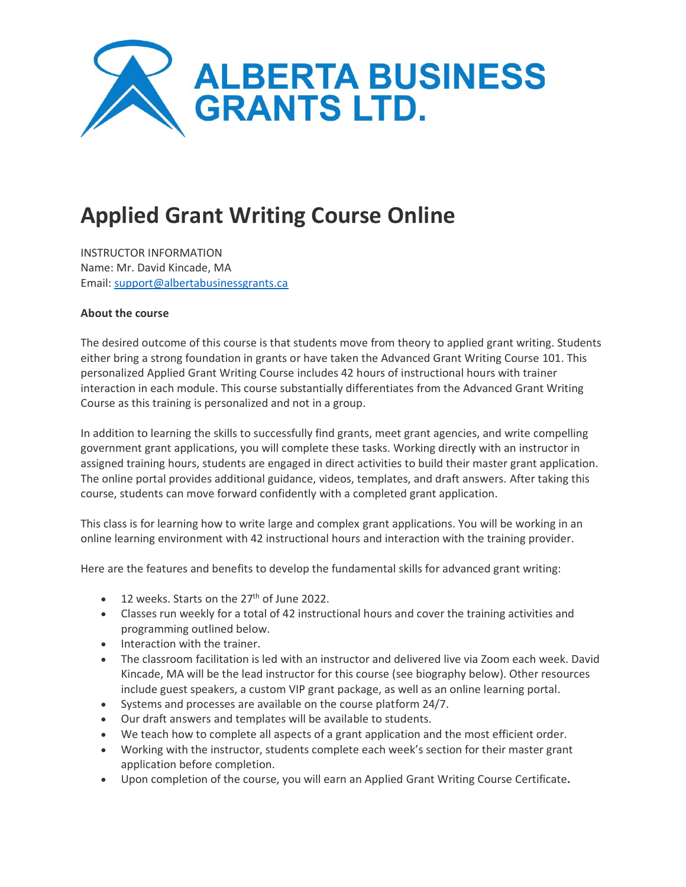ALBERTA BUSINESS GRANTS LTD.

# Applied Grant Writing Course Online

INSTRUCTOR INFORMATION
Name: Mr. David Kincade, MA
Email: support@albertabusinessgrants.ca

**About the course**

The desired outcome of this course is that students move from theory to applied grant writing. Students either bring a strong foundation in grants or have taken the Advanced Grant Writing Course 101. This personalized Applied Grant Writing Course includes 42 hours of instructional hours with trainer interaction in each module. This course substantially differentiates from the Advanced Grant Writing Course as this training is personalized and not in a group.

In addition to learning the skills to successfully find grants, meet grant agencies, and write compelling government grant applications, you will complete these tasks. Working directly with an instructor in assigned training hours, students are engaged in direct activities to build their master grant application. The online portal provides additional guidance, videos, templates, and draft answers. After taking this course, students can move forward confidently with a completed grant application.

This class is for learning how to write large and complex grant applications. You will be working in an online learning environment with 42 instructional hours and interaction with the training provider.

Here are the features and benefits to develop the fundamental skills for advanced grant writing:

- 12 weeks. Starts on the 27th of June 2022.
- Classes run weekly for a total of 42 instructional hours and cover the training activities and programming outlined below.
- Interaction with the trainer.
- The classroom facilitation is led with an instructor and delivered live via Zoom each week. David Kincade, MA will be the lead instructor for this course (see biography below). Other resources include guest speakers, a custom VIP grant package, as well as an online learning portal.
- Systems and processes are available on the course platform 24/7.
- Our draft answers and templates will be available to students.
- We teach how to complete all aspects of a grant application and the most efficient order.
- Working with the instructor, students complete each week's section for their master grant application before completion.
- Upon completion of the course, you will earn an Applied Grant Writing Course Certificate**.**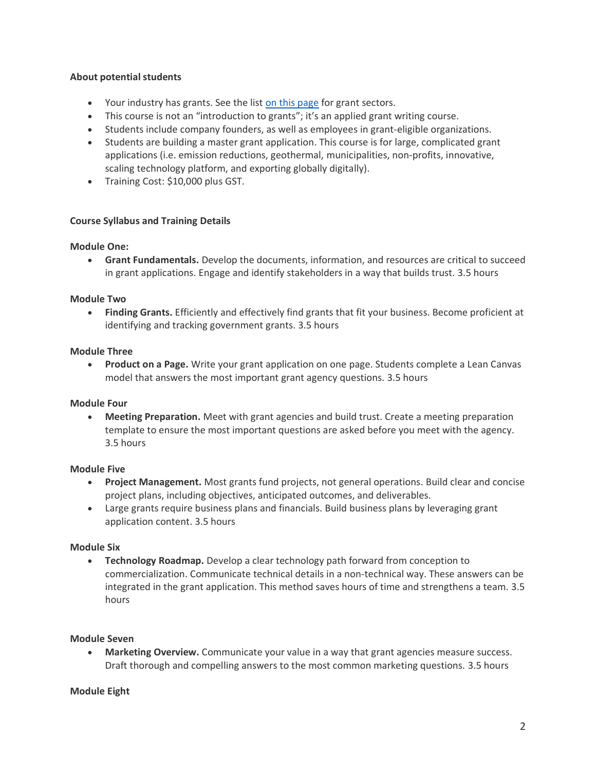**About potential students**

- Your industry has grants. See the list on this page for grant sectors.
- This course is not an "introduction to grants"; it's an applied grant writing course.
- Students include company founders, as well as employees in grant-eligible organizations.
- Students are building a master grant application. This course is for large, complicated grant applications (i.e. emission reductions, geothermal, municipalities, non-profits, innovative, scaling technology platform, and exporting globally digitally).
- Training Cost: $10,000 plus GST.

**Course Syllabus and Training Details**

**Module One:**

- **Grant Fundamentals.** Develop the documents, information, and resources are critical to succeed in grant applications. Engage and identify stakeholders in a way that builds trust. 3.5 hours

**Module Two**

- **Finding Grants.** Efficiently and effectively find grants that fit your business. Become proficient at identifying and tracking government grants. 3.5 hours

**Module Three**

- **Product on a Page.** Write your grant application on one page. Students complete a Lean Canvas model that answers the most important grant agency questions. 3.5 hours

**Module Four**

- **Meeting Preparation.** Meet with grant agencies and build trust. Create a meeting preparation template to ensure the most important questions are asked before you meet with the agency. 3.5 hours

**Module Five**

- **Project Management.** Most grants fund projects, not general operations. Build clear and concise project plans, including objectives, anticipated outcomes, and deliverables.
- Large grants require business plans and financials. Build business plans by leveraging grant application content. 3.5 hours

**Module Six**

- **Technology Roadmap.** Develop a clear technology path forward from conception to commercialization. Communicate technical details in a non-technical way. These answers can be integrated in the grant application. This method saves hours of time and strengthens a team. 3.5 hours

**Module Seven**

- **Marketing Overview.** Communicate your value in a way that grant agencies measure success. Draft thorough and compelling answers to the most common marketing questions. 3.5 hours

**Module Eight**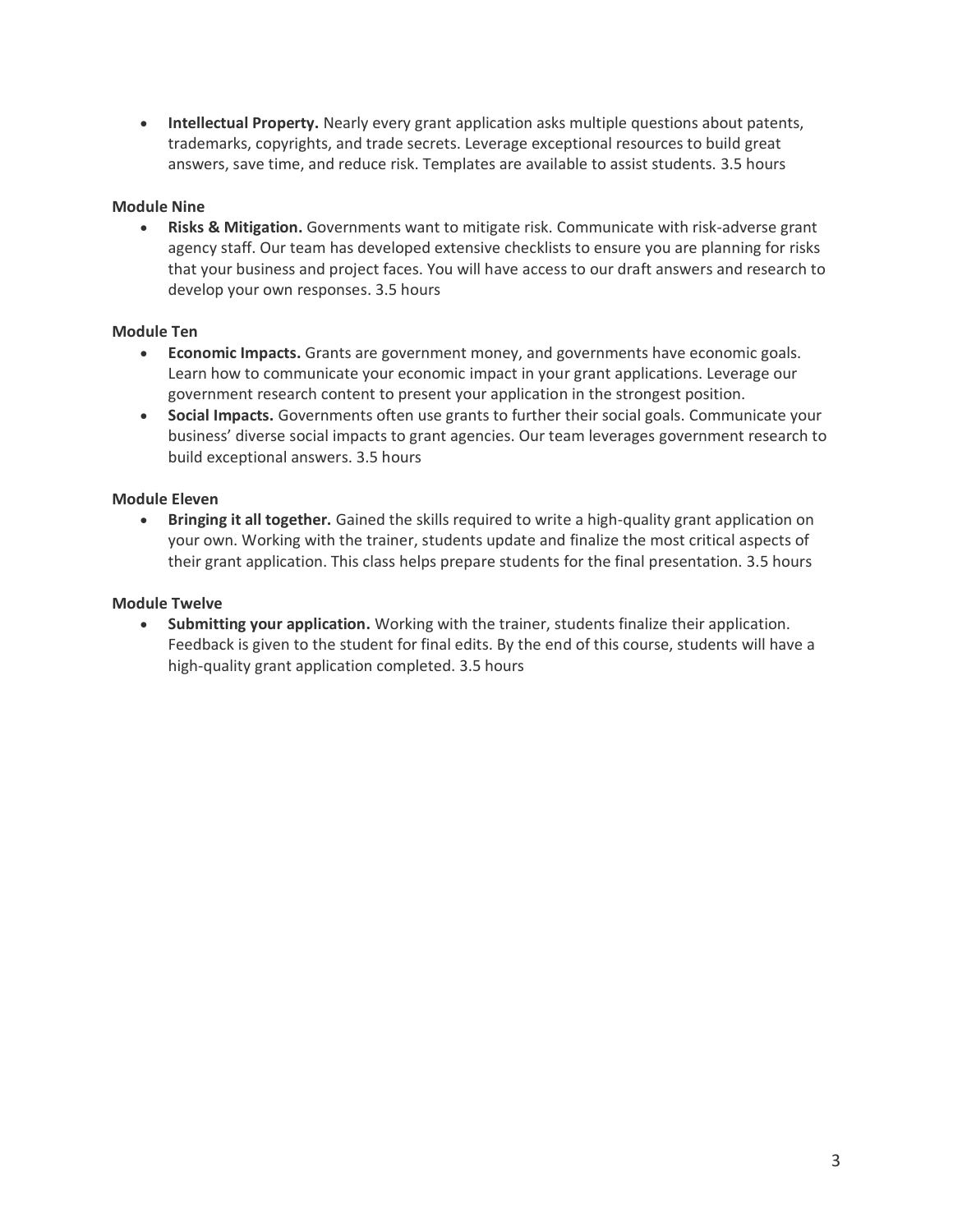- **Intellectual Property.** Nearly every grant application asks multiple questions about patents, trademarks, copyrights, and trade secrets. Leverage exceptional resources to build great answers, save time, and reduce risk. Templates are available to assist students. 3.5 hours

**Module Nine**

- **Risks & Mitigation.** Governments want to mitigate risk. Communicate with risk-adverse grant agency staff. Our team has developed extensive checklists to ensure you are planning for risks that your business and project faces. You will have access to our draft answers and research to develop your own responses. 3.5 hours

**Module Ten**

- **Economic Impacts.** Grants are government money, and governments have economic goals. Learn how to communicate your economic impact in your grant applications. Leverage our government research content to present your application in the strongest position.
- **Social Impacts.** Governments often use grants to further their social goals. Communicate your business' diverse social impacts to grant agencies. Our team leverages government research to build exceptional answers. 3.5 hours

**Module Eleven**

- **Bringing it all together.** Gained the skills required to write a high-quality grant application on your own. Working with the trainer, students update and finalize the most critical aspects of their grant application. This class helps prepare students for the final presentation. 3.5 hours

**Module Twelve**

- **Submitting your application.** Working with the trainer, students finalize their application. Feedback is given to the student for final edits. By the end of this course, students will have a high-quality grant application completed. 3.5 hours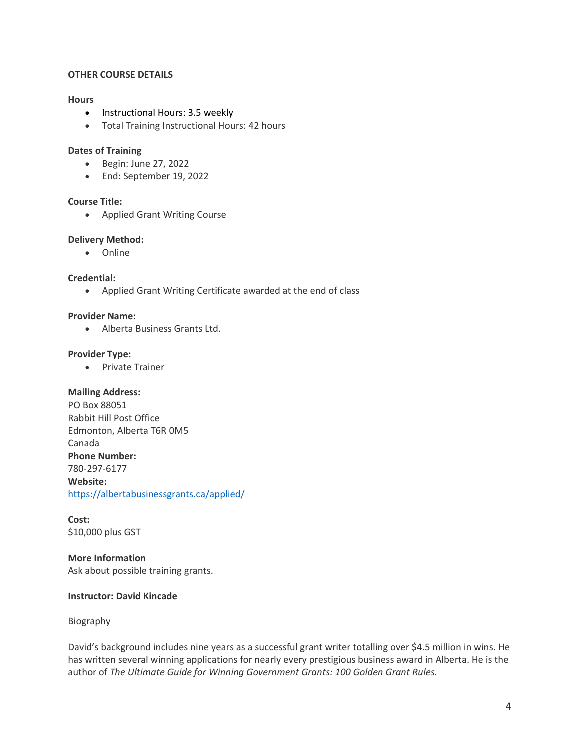**OTHER COURSE DETAILS**

**Hours**

- Instructional Hours: 3.5 weekly
- Total Training Instructional Hours: 42 hours

**Dates of Training**

- Begin: June 27, 2022
- End: September 19, 2022

**Course Title:**

- Applied Grant Writing Course

**Delivery Method:**

- Online

**Credential:**

- Applied Grant Writing Certificate awarded at the end of class

**Provider Name:**

- Alberta Business Grants Ltd.

**Provider Type:**

- Private Trainer

**Mailing Address:**
PO Box 88051
Rabbit Hill Post Office
Edmonton, Alberta T6R 0M5
Canada
**Phone Number:**
780-297-6177
**Website:**
[https://albertabusinessgrants.ca/applied/](https://albertabusinessgrants.ca/applied/)

**Cost:**
$10,000 plus GST

**More Information**
Ask about possible training grants.

**Instructor: David Kincade**

Biography

David's background includes nine years as a successful grant writer totalling over $4.5 million in wins. He has written several winning applications for nearly every prestigious business award in Alberta. He is the author of *The Ultimate Guide for Winning Government Grants: 100 Golden Grant Rules.*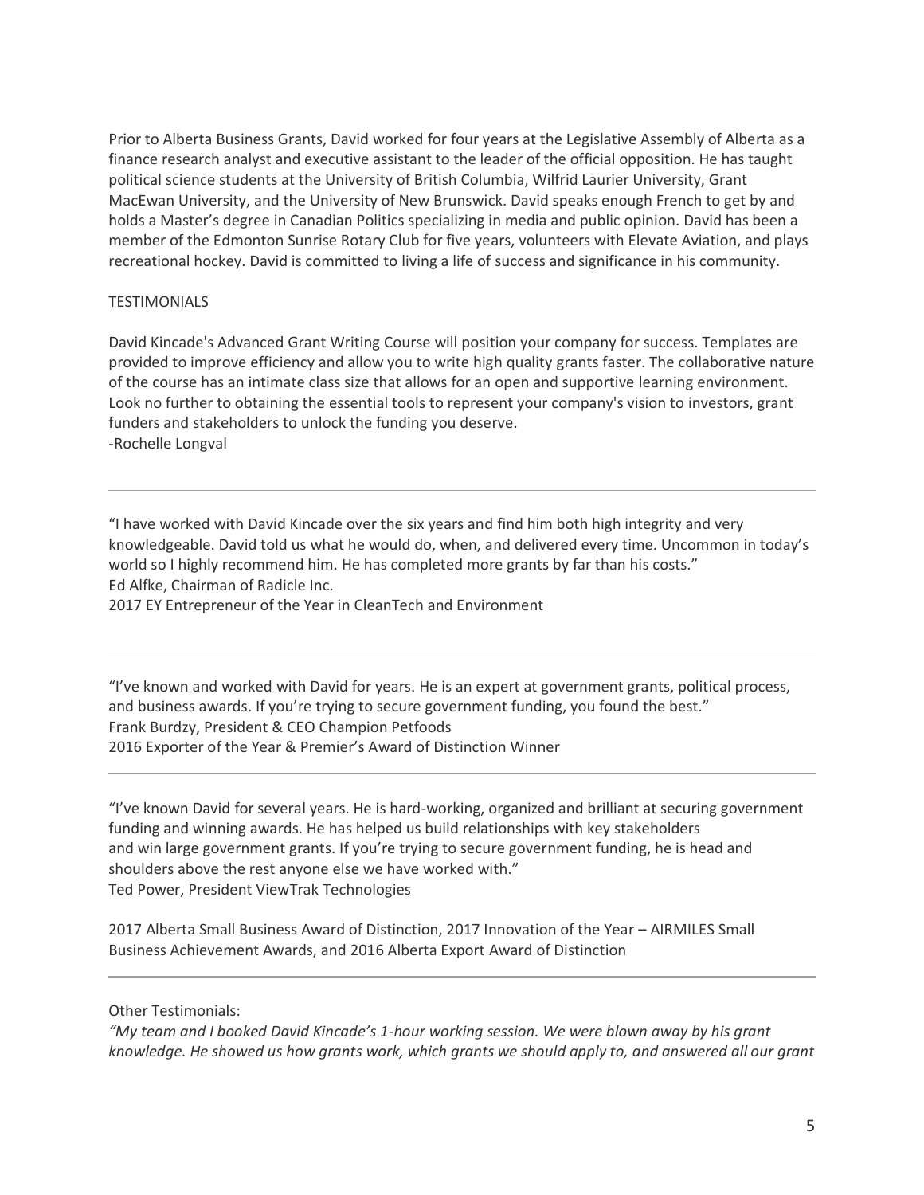Prior to Alberta Business Grants, David worked for four years at the Legislative Assembly of Alberta as a finance research analyst and executive assistant to the leader of the official opposition. He has taught political science students at the University of British Columbia, Wilfrid Laurier University, Grant MacEwan University, and the University of New Brunswick. David speaks enough French to get by and holds a Master's degree in Canadian Politics specializing in media and public opinion. David has been a member of the Edmonton Sunrise Rotary Club for five years, volunteers with Elevate Aviation, and plays recreational hockey. David is committed to living a life of success and significance in his community.

TESTIMONIALS

David Kincade's Advanced Grant Writing Course will position your company for success. Templates are provided to improve efficiency and allow you to write high quality grants faster. The collaborative nature of the course has an intimate class size that allows for an open and supportive learning environment. Look no further to obtaining the essential tools to represent your company's vision to investors, grant funders and stakeholders to unlock the funding you deserve.
-Rochelle Longval

---

"I have worked with David Kincade over the six years and find him both high integrity and very knowledgeable. David told us what he would do, when, and delivered every time. Uncommon in today's world so I highly recommend him. He has completed more grants by far than his costs."
Ed Alfke, Chairman of Radicle Inc.
2017 EY Entrepreneur of the Year in CleanTech and Environment

---

"I've known and worked with David for years. He is an expert at government grants, political process, and business awards. If you're trying to secure government funding, you found the best."
Frank Burdzy, President & CEO Champion Petfoods
2016 Exporter of the Year & Premier's Award of Distinction Winner

---

"I've known David for several years. He is hard-working, organized and brilliant at securing government funding and winning awards. He has helped us build relationships with key stakeholders and win large government grants. If you're trying to secure government funding, he is head and shoulders above the rest anyone else we have worked with."
Ted Power, President ViewTrak Technologies

2017 Alberta Small Business Award of Distinction, 2017 Innovation of the Year – AIRMILES Small Business Achievement Awards, and 2016 Alberta Export Award of Distinction

---

Other Testimonials:
*"My team and I booked David Kincade's 1-hour working session. We were blown away by his grant knowledge. He showed us how grants work, which grants we should apply to, and answered all our grant*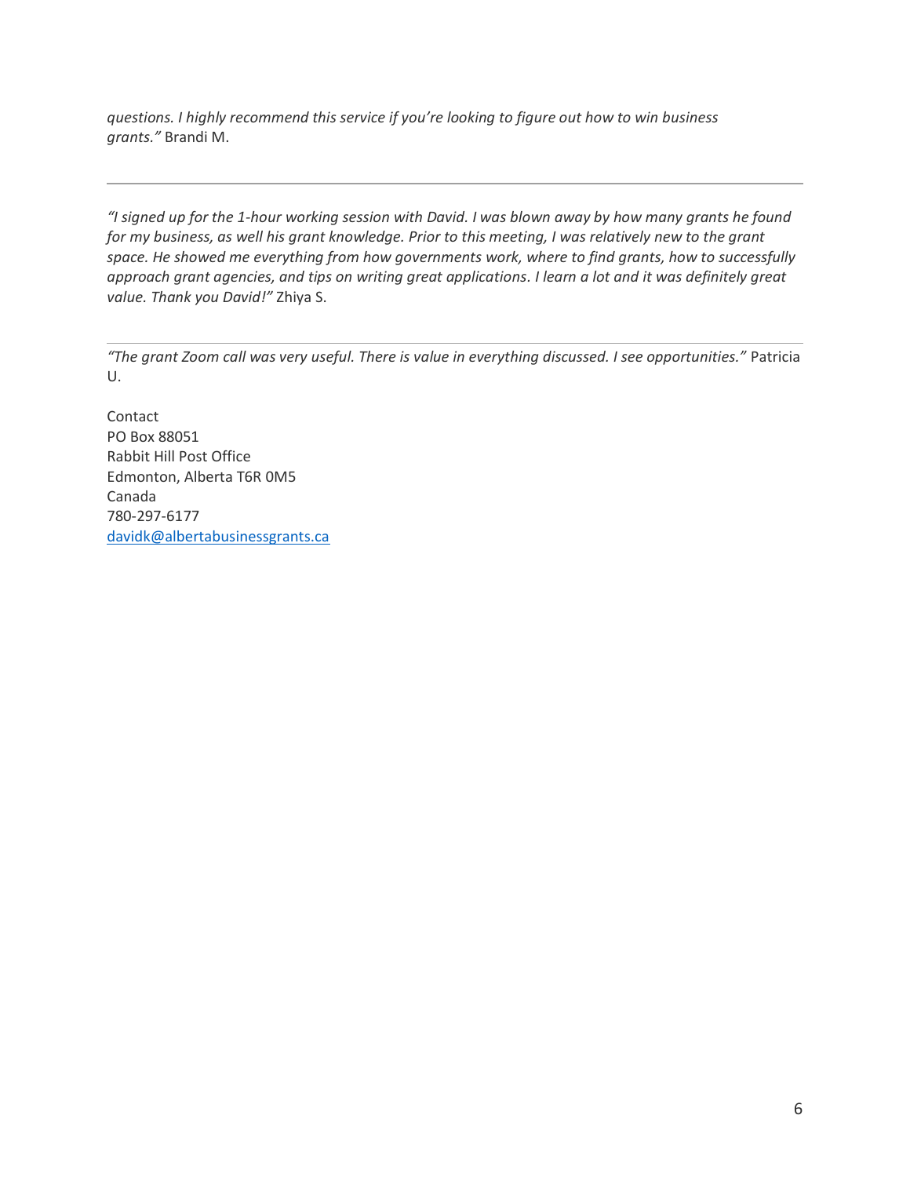*questions. I highly recommend this service if you're looking to figure out how to win business grants."* Brandi M.

---

*"I signed up for the 1-hour working session with David. I was blown away by how many grants he found for my business, as well his grant knowledge. Prior to this meeting, I was relatively new to the grant space. He showed me everything from how governments work, where to find grants, how to successfully approach grant agencies, and tips on writing great applications. I learn a lot and it was definitely great value. Thank you David!"* Zhiya S.

---

*"The grant Zoom call was very useful. There is value in everything discussed. I see opportunities."* Patricia U.

Contact
PO Box 88051
Rabbit Hill Post Office
Edmonton, Alberta T6R 0M5
Canada
780-297-6177
[davidk@albertabusinessgrants.ca](mailto:davidk@albertabusinessgrants.ca)